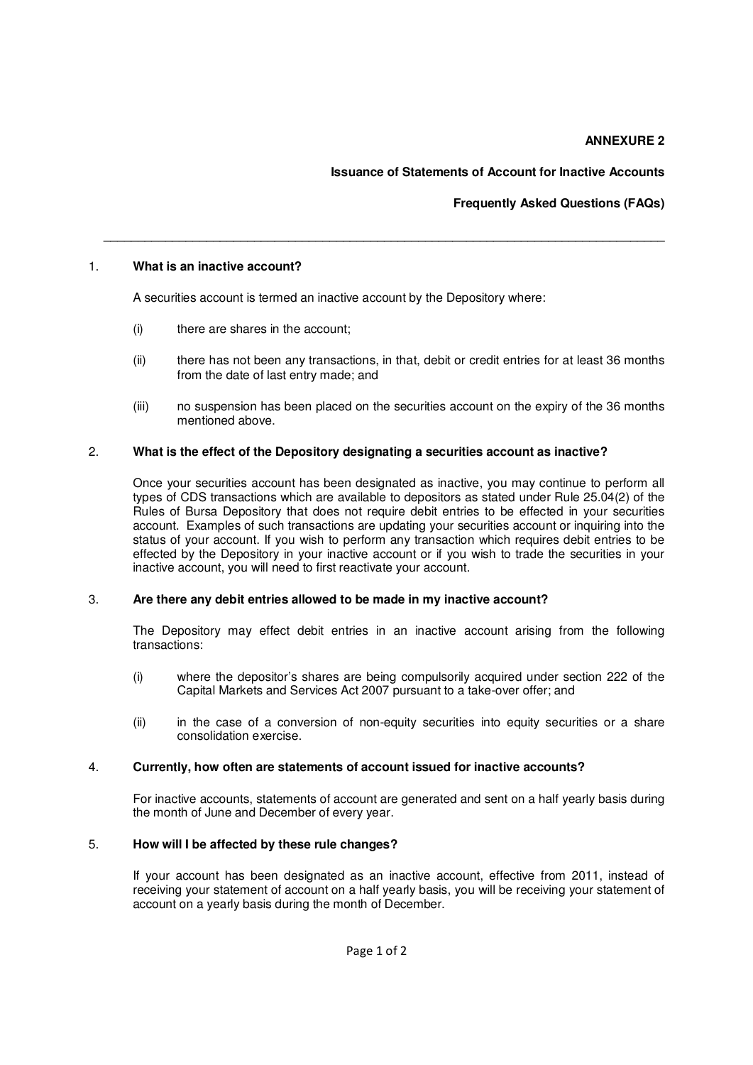**ANNEXURE 2**

**Issuance of Statements of Account for Inactive Accounts**

**Frequently Asked Questions (FAQs)**

---

1. **What is an inactive account?**

   A securities account is termed an inactive account by the Depository where:

   (i) there are shares in the account;

   (ii) there has not been any transactions, in that, debit or credit entries for at least 36 months from the date of last entry made; and

   (iii) no suspension has been placed on the securities account on the expiry of the 36 months mentioned above.

2. **What is the effect of the Depository designating a securities account as inactive?**

   Once your securities account has been designated as inactive, you may continue to perform all types of CDS transactions which are available to depositors as stated under Rule 25.04(2) of the Rules of Bursa Depository that does not require debit entries to be effected in your securities account. Examples of such transactions are updating your securities account or inquiring into the status of your account. If you wish to perform any transaction which requires debit entries to be effected by the Depository in your inactive account or if you wish to trade the securities in your inactive account, you will need to first reactivate your account.

3. **Are there any debit entries allowed to be made in my inactive account?**

   The Depository may effect debit entries in an inactive account arising from the following transactions:

   (i) where the depositor's shares are being compulsorily acquired under section 222 of the Capital Markets and Services Act 2007 pursuant to a take-over offer; and

   (ii) in the case of a conversion of non-equity securities into equity securities or a share consolidation exercise.

4. **Currently, how often are statements of account issued for inactive accounts?**

   For inactive accounts, statements of account are generated and sent on a half yearly basis during the month of June and December of every year.

5. **How will I be affected by these rule changes?**

   If your account has been designated as an inactive account, effective from 2011, instead of receiving your statement of account on a half yearly basis, you will be receiving your statement of account on a yearly basis during the month of December.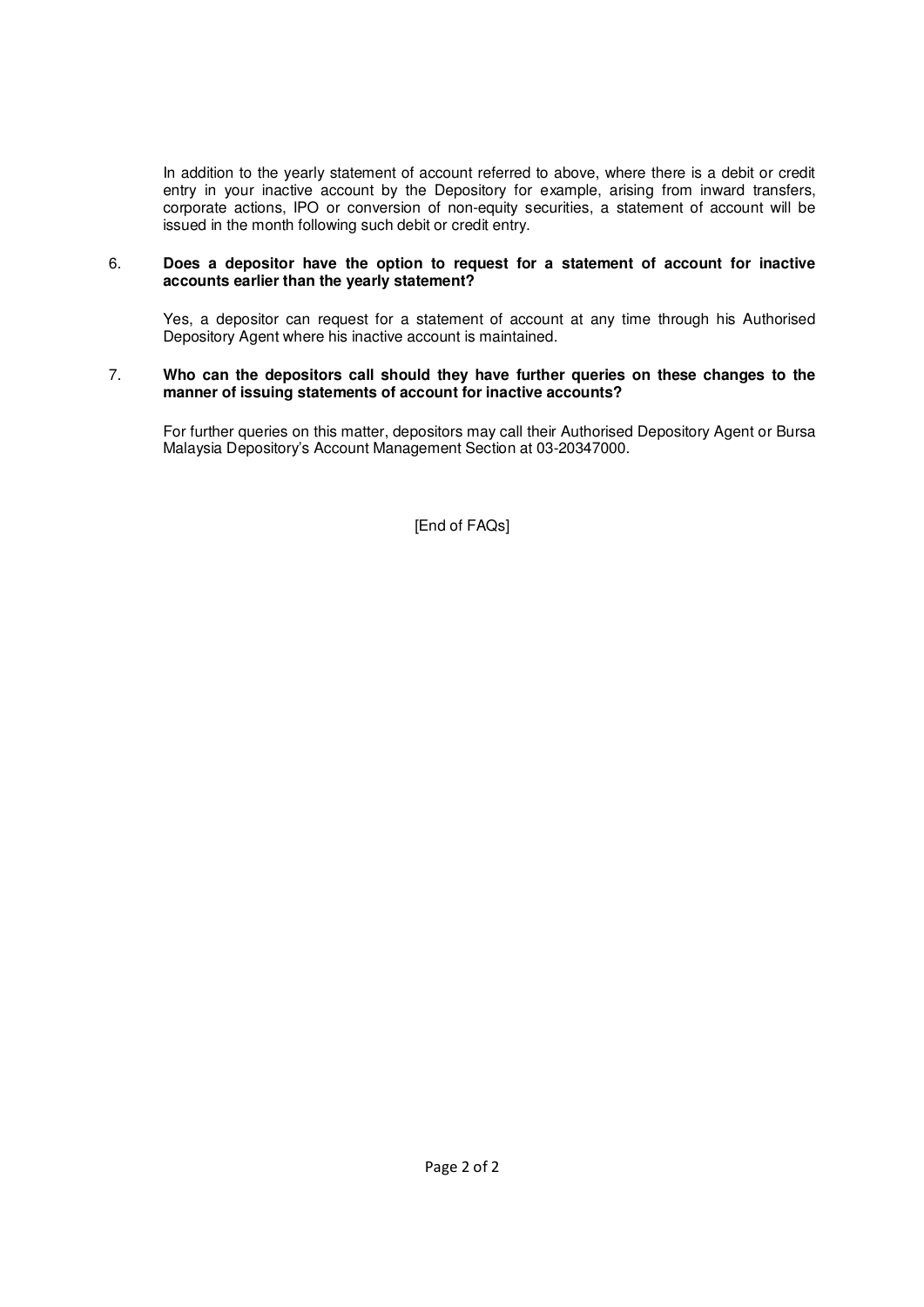In addition to the yearly statement of account referred to above, where there is a debit or credit entry in your inactive account by the Depository for example, arising from inward transfers, corporate actions, IPO or conversion of non-equity securities, a statement of account will be issued in the month following such debit or credit entry.

6. **Does a depositor have the option to request for a statement of account for inactive accounts earlier than the yearly statement?**

   Yes, a depositor can request for a statement of account at any time through his Authorised Depository Agent where his inactive account is maintained.

7. **Who can the depositors call should they have further queries on these changes to the manner of issuing statements of account for inactive accounts?**

   For further queries on this matter, depositors may call their Authorised Depository Agent or Bursa Malaysia Depository's Account Management Section at 03-20347000.

[End of FAQs]